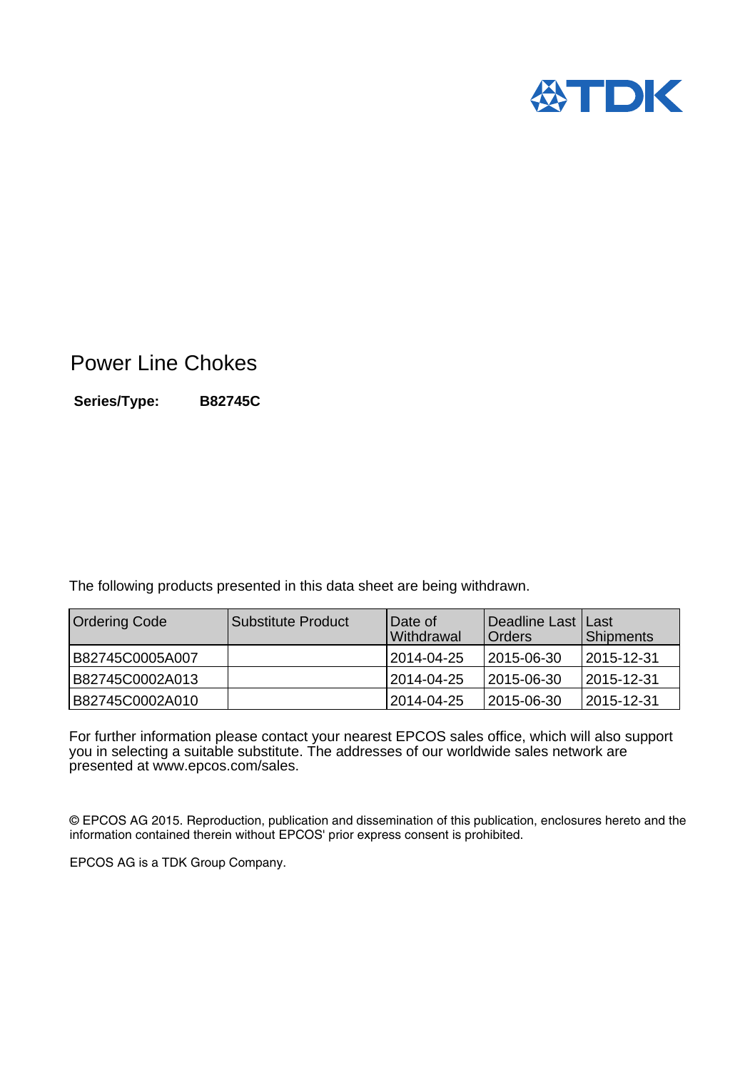# Power Line Chokes

**Series/Type:** **B82745C**

The following products presented in this data sheet are being withdrawn.

| Ordering Code | Substitute Product | Date of Withdrawal | Deadline Last Orders | Last Shipments |
|---|---|---|---|---|
| B82745C0005A007 | | 2014-04-25 | 2015-06-30 | 2015-12-31 |
| B82745C0002A013 | | 2014-04-25 | 2015-06-30 | 2015-12-31 |
| B82745C0002A010 | | 2014-04-25 | 2015-06-30 | 2015-12-31 |

For further information please contact your nearest EPCOS sales office, which will also support you in selecting a suitable substitute. The addresses of our worldwide sales network are presented at www.epcos.com/sales.

© EPCOS AG 2015. Reproduction, publication and dissemination of this publication, enclosures hereto and the information contained therein without EPCOS' prior express consent is prohibited.

EPCOS AG is a TDK Group Company.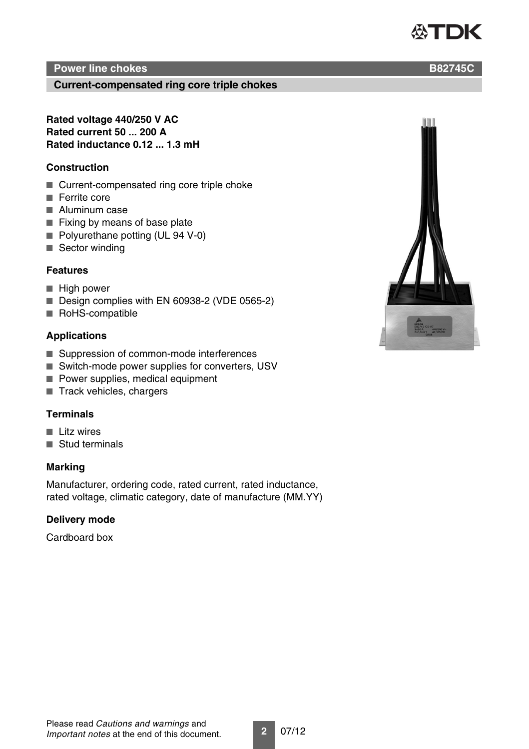# Power line chokes — B82745C

## Current-compensated ring core triple chokes

**Rated voltage 440/250 V AC**
**Rated current 50 ... 200 A**
**Rated inductance 0.12 ... 1.3 mH**

### Construction

- Current-compensated ring core triple choke
- Ferrite core
- Aluminum case
- Fixing by means of base plate
- Polyurethane potting (UL 94 V-0)
- Sector winding

### Features

- High power
- Design complies with EN 60938-2 (VDE 0565-2)
- RoHS-compatible

### Applications

- Suppression of common-mode interferences
- Switch-mode power supplies for converters, USV
- Power supplies, medical equipment
- Track vehicles, chargers

### Terminals

- Litz wires
- Stud terminals

### Marking

Manufacturer, ordering code, rated current, rated inductance, rated voltage, climatic category, date of manufacture (MM.YY)

### Delivery mode

Cardboard box

Please read *Cautions and warnings* and *Important notes* at the end of this document.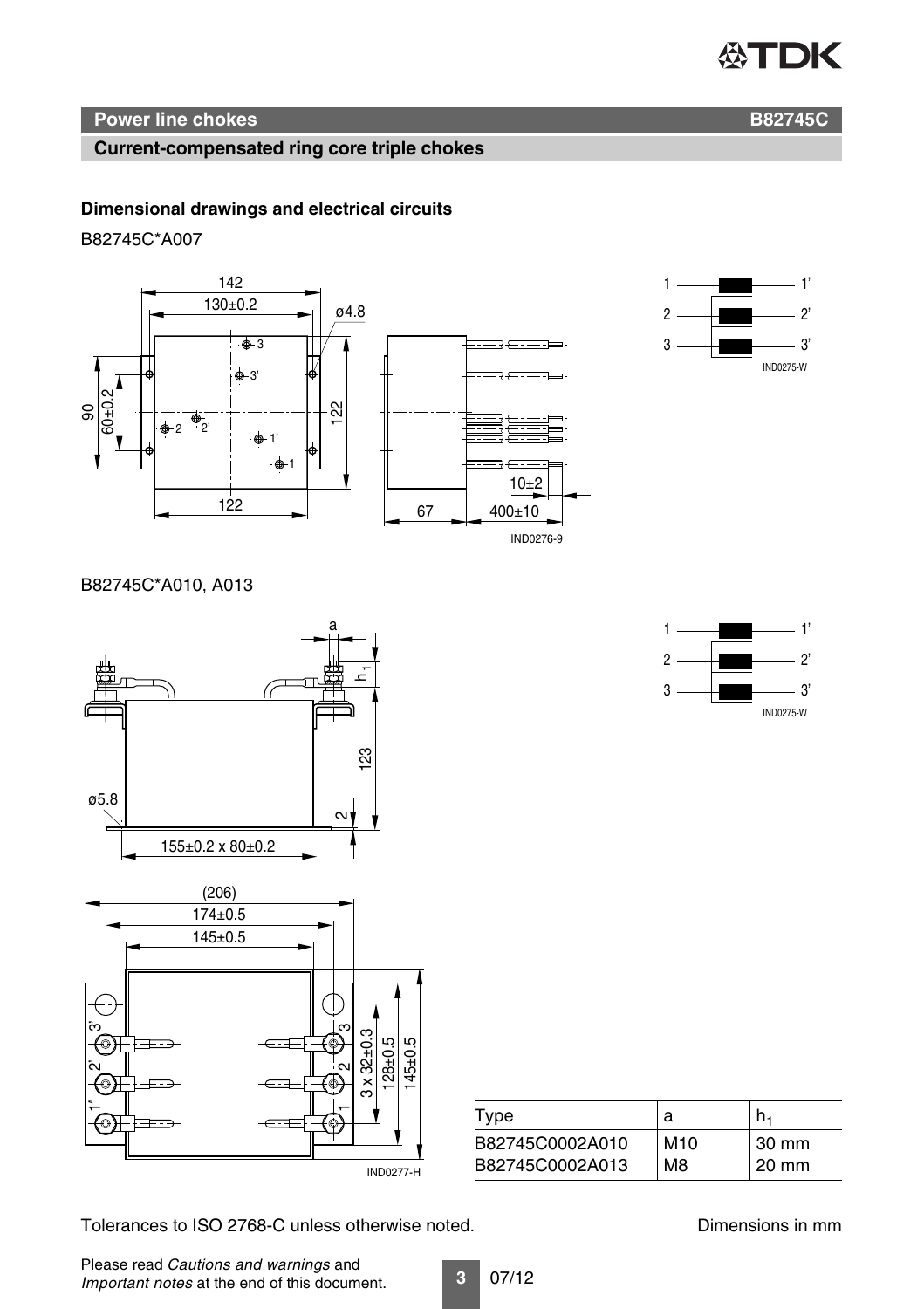## Power line chokes B82745C

### Current-compensated ring core triple chokes

**Dimensional drawings and electrical circuits**

B82745C*A007

B82745C*A010, A013

| Type | a | $h_1$ |
|---|---|---|
| B82745C0002A010 | M10 | 30 mm |
| B82745C0002A013 | M8 | 20 mm |

Tolerances to ISO 2768-C unless otherwise noted.

Dimensions in mm

Please read *Cautions and warnings* and *Important notes* at the end of this document.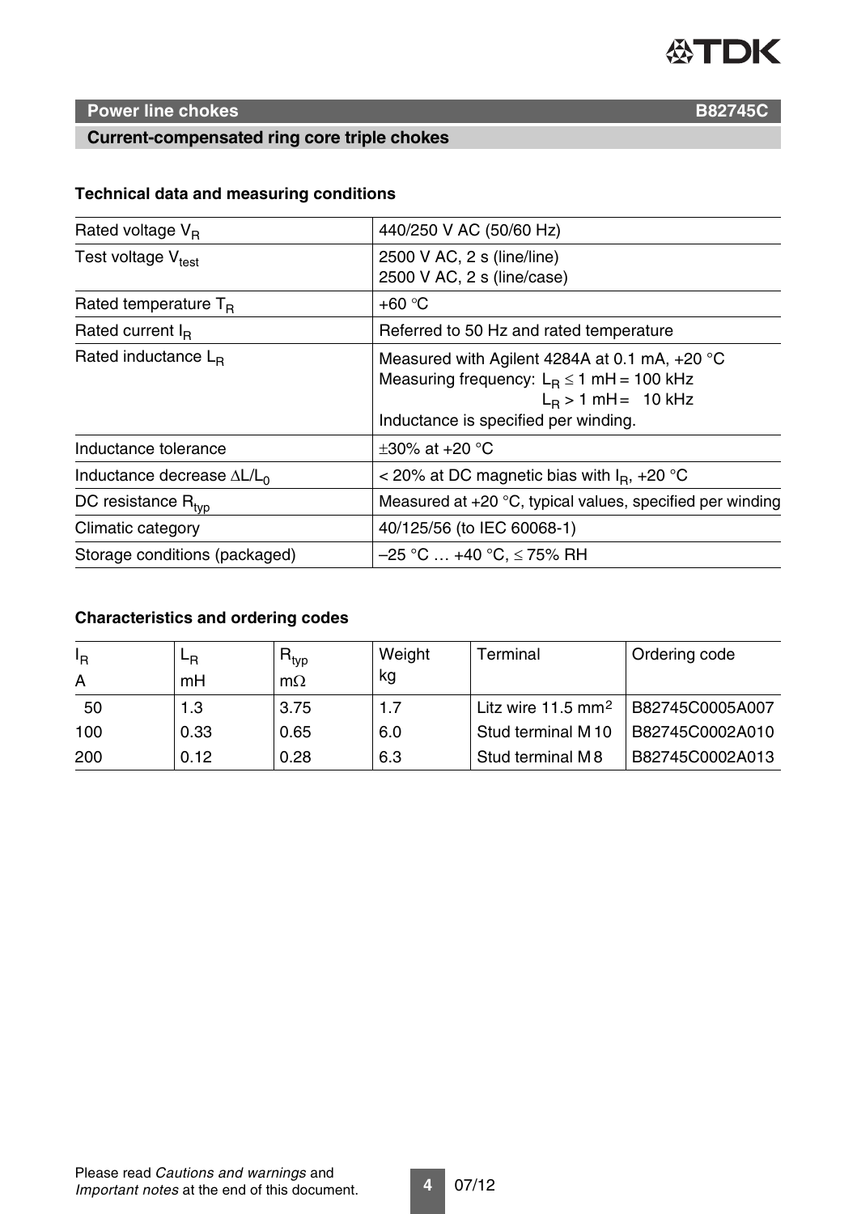## Power line chokes B82745C

### Current-compensated ring core triple chokes

#### Technical data and measuring conditions

| | |
|---|---|
| Rated voltage $V_R$ | 440/250 V AC (50/60 Hz) |
| Test voltage $V_{test}$ | 2500 V AC, 2 s (line/line)<br>2500 V AC, 2 s (line/case) |
| Rated temperature $T_R$ | +60 °C |
| Rated current $I_R$ | Referred to 50 Hz and rated temperature |
| Rated inductance $L_R$ | Measured with Agilent 4284A at 0.1 mA, +20 °C<br>Measuring frequency: $L_R \leq 1$ mH = 100 kHz<br>$L_R > 1$ mH = 10 kHz<br>Inductance is specified per winding. |
| Inductance tolerance | ±30% at +20 °C |
| Inductance decrease $\Delta L/L_0$ | < 20% at DC magnetic bias with $I_R$, +20 °C |
| DC resistance $R_{typ}$ | Measured at +20 °C, typical values, specified per winding |
| Climatic category | 40/125/56 (to IEC 60068-1) |
| Storage conditions (packaged) | –25 °C … +40 °C, ≤ 75% RH |

#### Characteristics and ordering codes

| $I_R$<br>A | $L_R$<br>mH | $R_{typ}$<br>mΩ | Weight<br>kg | Terminal | Ordering code |
|---|---|---|---|---|---|
| 50 | 1.3 | 3.75 | 1.7 | Litz wire 11.5 mm² | B82745C0005A007 |
| 100 | 0.33 | 0.65 | 6.0 | Stud terminal M 10 | B82745C0002A010 |
| 200 | 0.12 | 0.28 | 6.3 | Stud terminal M 8 | B82745C0002A013 |

Please read *Cautions and warnings* and *Important notes* at the end of this document.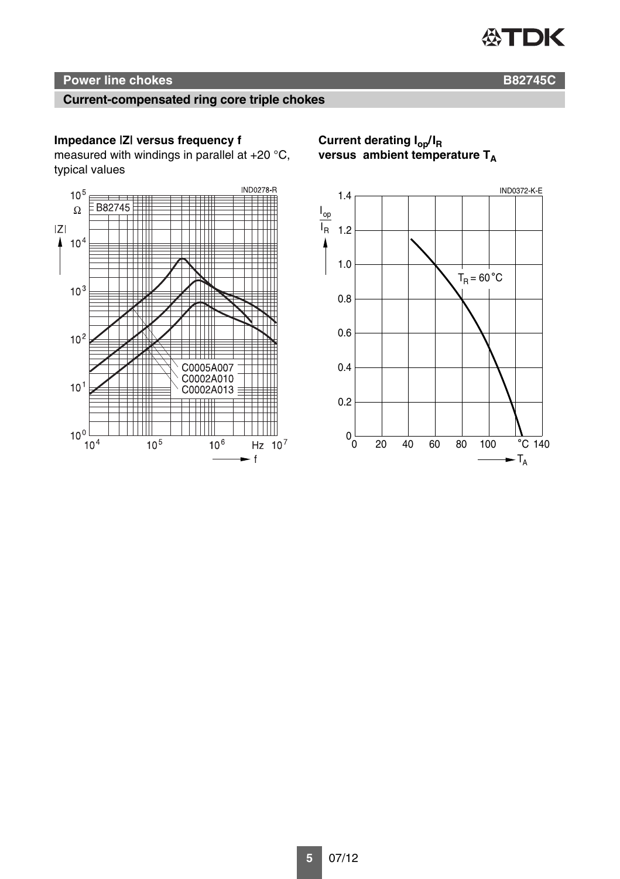## Power line chokes — B82745C

### Current-compensated ring core triple chokes

**Impedance |Z| versus frequency f**
measured with windings in parallel at +20 °C, typical values

**Current derating $I_{op}/I_R$ versus ambient temperature $T_A$**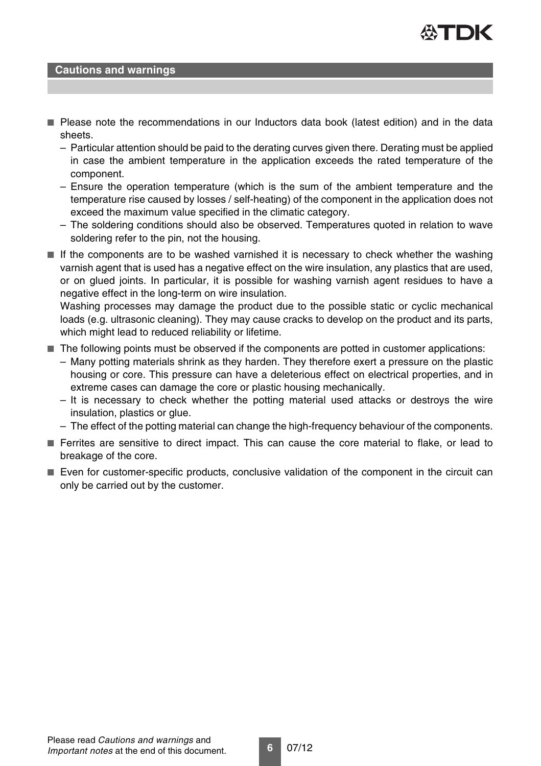## Cautions and warnings

- Please note the recommendations in our Inductors data book (latest edition) and in the data sheets.
  - Particular attention should be paid to the derating curves given there. Derating must be applied in case the ambient temperature in the application exceeds the rated temperature of the component.
  - Ensure the operation temperature (which is the sum of the ambient temperature and the temperature rise caused by losses / self-heating) of the component in the application does not exceed the maximum value specified in the climatic category.
  - The soldering conditions should also be observed. Temperatures quoted in relation to wave soldering refer to the pin, not the housing.
- If the components are to be washed varnished it is necessary to check whether the washing varnish agent that is used has a negative effect on the wire insulation, any plastics that are used, or on glued joints. In particular, it is possible for washing varnish agent residues to have a negative effect in the long-term on wire insulation.
  Washing processes may damage the product due to the possible static or cyclic mechanical loads (e.g. ultrasonic cleaning). They may cause cracks to develop on the product and its parts, which might lead to reduced reliability or lifetime.
- The following points must be observed if the components are potted in customer applications:
  - Many potting materials shrink as they harden. They therefore exert a pressure on the plastic housing or core. This pressure can have a deleterious effect on electrical properties, and in extreme cases can damage the core or plastic housing mechanically.
  - It is necessary to check whether the potting material used attacks or destroys the wire insulation, plastics or glue.
  - The effect of the potting material can change the high-frequency behaviour of the components.
- Ferrites are sensitive to direct impact. This can cause the core material to flake, or lead to breakage of the core.
- Even for customer-specific products, conclusive validation of the component in the circuit can only be carried out by the customer.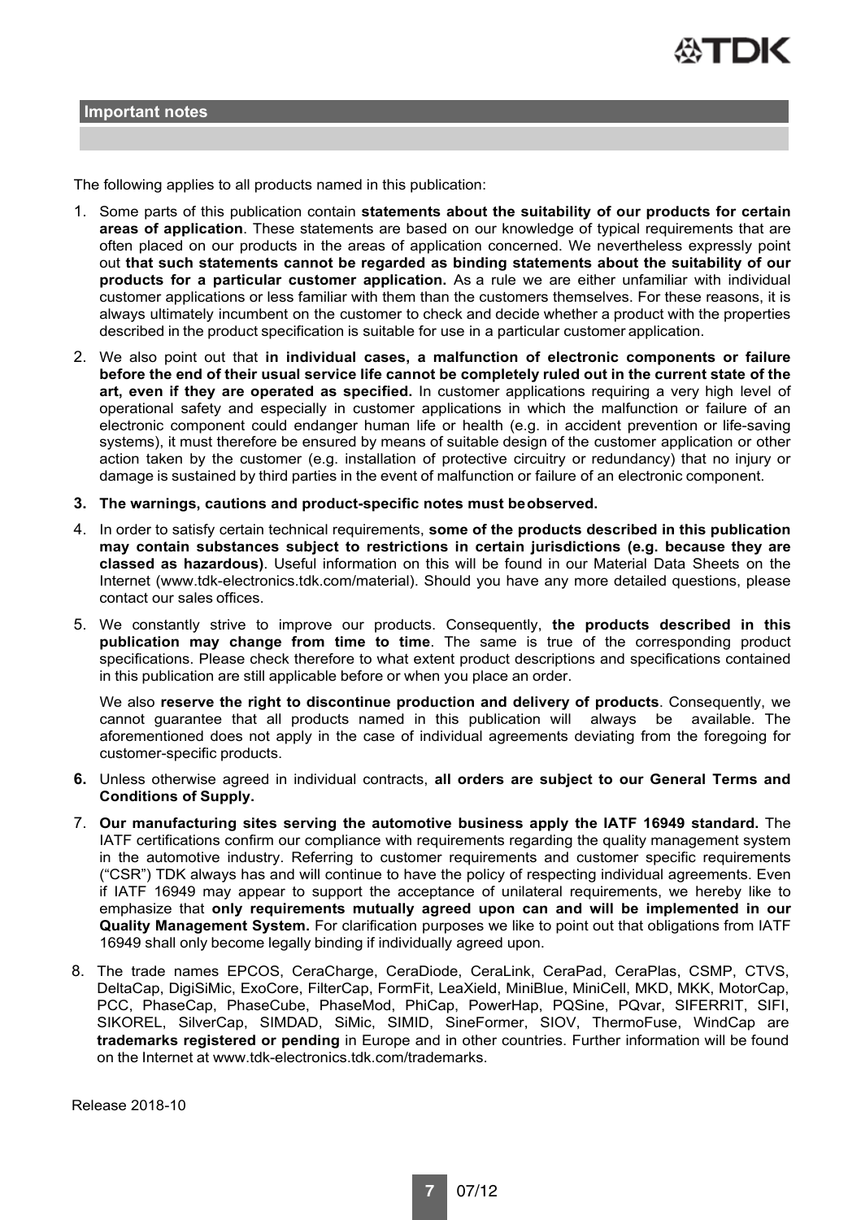## Important notes

The following applies to all products named in this publication:

1. Some parts of this publication contain **statements about the suitability of our products for certain areas of application**. These statements are based on our knowledge of typical requirements that are often placed on our products in the areas of application concerned. We nevertheless expressly point out **that such statements cannot be regarded as binding statements about the suitability of our products for a particular customer application.** As a rule we are either unfamiliar with individual customer applications or less familiar with them than the customers themselves. For these reasons, it is always ultimately incumbent on the customer to check and decide whether a product with the properties described in the product specification is suitable for use in a particular customer application.

2. We also point out that **in individual cases, a malfunction of electronic components or failure before the end of their usual service life cannot be completely ruled out in the current state of the art, even if they are operated as specified.** In customer applications requiring a very high level of operational safety and especially in customer applications in which the malfunction or failure of an electronic component could endanger human life or health (e.g. in accident prevention or life-saving systems), it must therefore be ensured by means of suitable design of the customer application or other action taken by the customer (e.g. installation of protective circuitry or redundancy) that no injury or damage is sustained by third parties in the event of malfunction or failure of an electronic component.

3. **The warnings, cautions and product-specific notes must be observed.**

4. In order to satisfy certain technical requirements, **some of the products described in this publication may contain substances subject to restrictions in certain jurisdictions (e.g. because they are classed as hazardous)**. Useful information on this will be found in our Material Data Sheets on the Internet (www.tdk-electronics.tdk.com/material). Should you have any more detailed questions, please contact our sales offices.

5. We constantly strive to improve our products. Consequently, **the products described in this publication may change from time to time**. The same is true of the corresponding product specifications. Please check therefore to what extent product descriptions and specifications contained in this publication are still applicable before or when you place an order.

   We also **reserve the right to discontinue production and delivery of products**. Consequently, we cannot guarantee that all products named in this publication will always be available. The aforementioned does not apply in the case of individual agreements deviating from the foregoing for customer-specific products.

6. Unless otherwise agreed in individual contracts, **all orders are subject to our General Terms and Conditions of Supply.**

7. **Our manufacturing sites serving the automotive business apply the IATF 16949 standard.** The IATF certifications confirm our compliance with requirements regarding the quality management system in the automotive industry. Referring to customer requirements and customer specific requirements ("CSR") TDK always has and will continue to have the policy of respecting individual agreements. Even if IATF 16949 may appear to support the acceptance of unilateral requirements, we hereby like to emphasize that **only requirements mutually agreed upon can and will be implemented in our Quality Management System.** For clarification purposes we like to point out that obligations from IATF 16949 shall only become legally binding if individually agreed upon.

8. The trade names EPCOS, CeraCharge, CeraDiode, CeraLink, CeraPad, CeraPlas, CSMP, CTVS, DeltaCap, DigiSiMic, ExoCore, FilterCap, FormFit, LeaXield, MiniBlue, MiniCell, MKD, MKK, MotorCap, PCC, PhaseCap, PhaseCube, PhaseMod, PhiCap, PowerHap, PQSine, PQvar, SIFERRIT, SIFI, SIKOREL, SilverCap, SIMDAD, SiMic, SIMID, SineFormer, SIOV, ThermoFuse, WindCap are **trademarks registered or pending** in Europe and in other countries. Further information will be found on the Internet at www.tdk-electronics.tdk.com/trademarks.

Release 2018-10